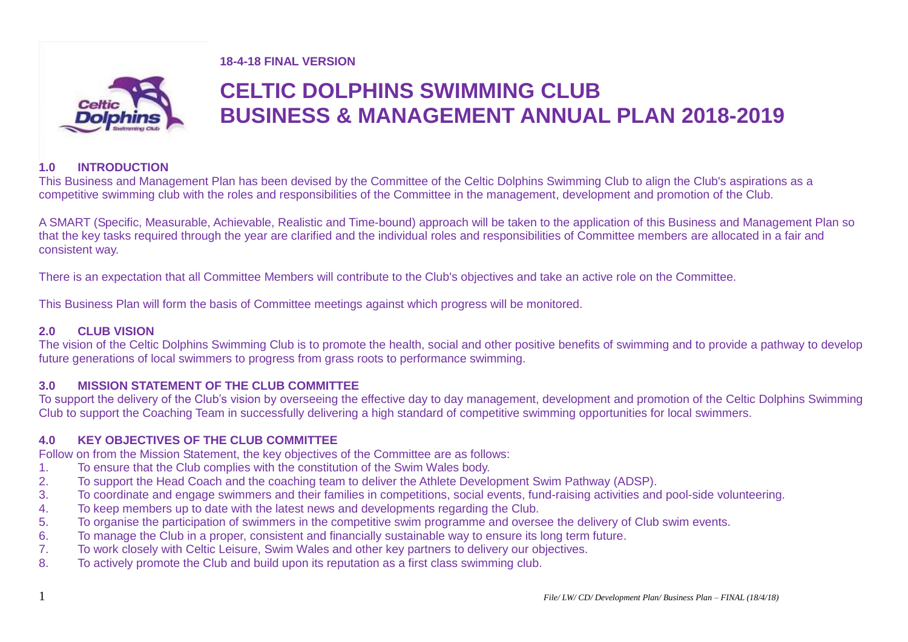**18-4-18 FINAL VERSION**

# CELTIC DOLPHINS SWIMMING CLUB
# BUSINESS & MANAGEMENT ANNUAL PLAN 2018-2019

## 1.0 INTRODUCTION

This Business and Management Plan has been devised by the Committee of the Celtic Dolphins Swimming Club to align the Club's aspirations as a competitive swimming club with the roles and responsibilities of the Committee in the management, development and promotion of the Club.

A SMART (Specific, Measurable, Achievable, Realistic and Time-bound) approach will be taken to the application of this Business and Management Plan so that the key tasks required through the year are clarified and the individual roles and responsibilities of Committee members are allocated in a fair and consistent way.

There is an expectation that all Committee Members will contribute to the Club's objectives and take an active role on the Committee.

This Business Plan will form the basis of Committee meetings against which progress will be monitored.

## 2.0 CLUB VISION

The vision of the Celtic Dolphins Swimming Club is to promote the health, social and other positive benefits of swimming and to provide a pathway to develop future generations of local swimmers to progress from grass roots to performance swimming.

## 3.0 MISSION STATEMENT OF THE CLUB COMMITTEE

To support the delivery of the Club's vision by overseeing the effective day to day management, development and promotion of the Celtic Dolphins Swimming Club to support the Coaching Team in successfully delivering a high standard of competitive swimming opportunities for local swimmers.

## 4.0 KEY OBJECTIVES OF THE CLUB COMMITTEE

Follow on from the Mission Statement, the key objectives of the Committee are as follows:

1. To ensure that the Club complies with the constitution of the Swim Wales body.
2. To support the Head Coach and the coaching team to deliver the Athlete Development Swim Pathway (ADSP).
3. To coordinate and engage swimmers and their families in competitions, social events, fund-raising activities and pool-side volunteering.
4. To keep members up to date with the latest news and developments regarding the Club.
5. To organise the participation of swimmers in the competitive swim programme and oversee the delivery of Club swim events.
6. To manage the Club in a proper, consistent and financially sustainable way to ensure its long term future.
7. To work closely with Celtic Leisure, Swim Wales and other key partners to delivery our objectives.
8. To actively promote the Club and build upon its reputation as a first class swimming club.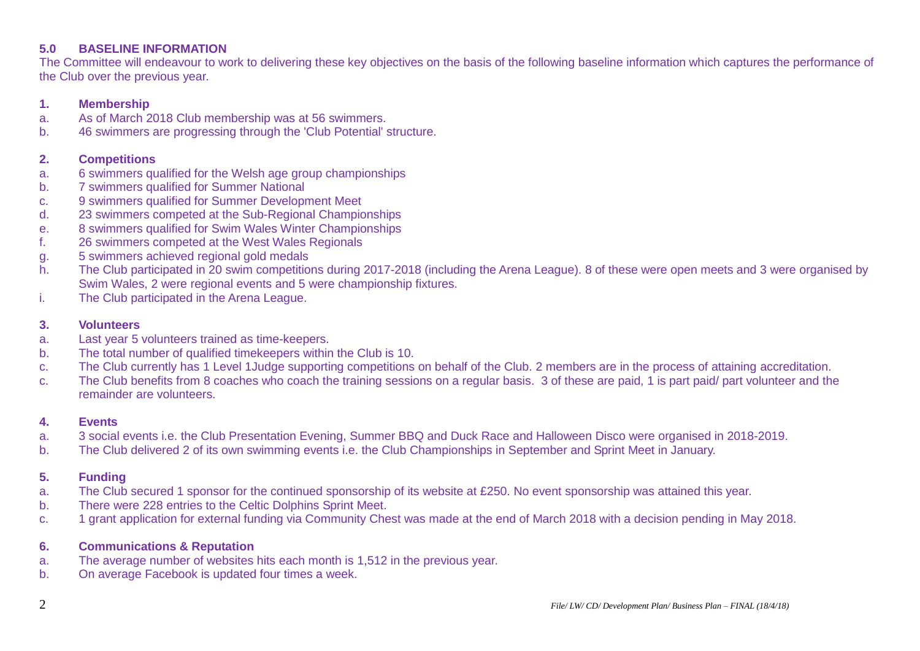## 5.0 BASELINE INFORMATION

The Committee will endeavour to work to delivering these key objectives on the basis of the following baseline information which captures the performance of the Club over the previous year.

### 1. Membership

a. As of March 2018 Club membership was at 56 swimmers.
b. 46 swimmers are progressing through the 'Club Potential' structure.

### 2. Competitions

a. 6 swimmers qualified for the Welsh age group championships
b. 7 swimmers qualified for Summer National
c. 9 swimmers qualified for Summer Development Meet
d. 23 swimmers competed at the Sub-Regional Championships
e. 8 swimmers qualified for Swim Wales Winter Championships
f. 26 swimmers competed at the West Wales Regionals
g. 5 swimmers achieved regional gold medals
h. The Club participated in 20 swim competitions during 2017-2018 (including the Arena League). 8 of these were open meets and 3 were organised by Swim Wales, 2 were regional events and 5 were championship fixtures.
i. The Club participated in the Arena League.

### 3. Volunteers

a. Last year 5 volunteers trained as time-keepers.
b. The total number of qualified timekeepers within the Club is 10.
c. The Club currently has 1 Level 1Judge supporting competitions on behalf of the Club. 2 members are in the process of attaining accreditation.
c. The Club benefits from 8 coaches who coach the training sessions on a regular basis. 3 of these are paid, 1 is part paid/ part volunteer and the remainder are volunteers.

### 4. Events

a. 3 social events i.e. the Club Presentation Evening, Summer BBQ and Duck Race and Halloween Disco were organised in 2018-2019.
b. The Club delivered 2 of its own swimming events i.e. the Club Championships in September and Sprint Meet in January.

### 5. Funding

a. The Club secured 1 sponsor for the continued sponsorship of its website at £250. No event sponsorship was attained this year.
b. There were 228 entries to the Celtic Dolphins Sprint Meet.
c. 1 grant application for external funding via Community Chest was made at the end of March 2018 with a decision pending in May 2018.

### 6. Communications & Reputation

a. The average number of websites hits each month is 1,512 in the previous year.
b. On average Facebook is updated four times a week.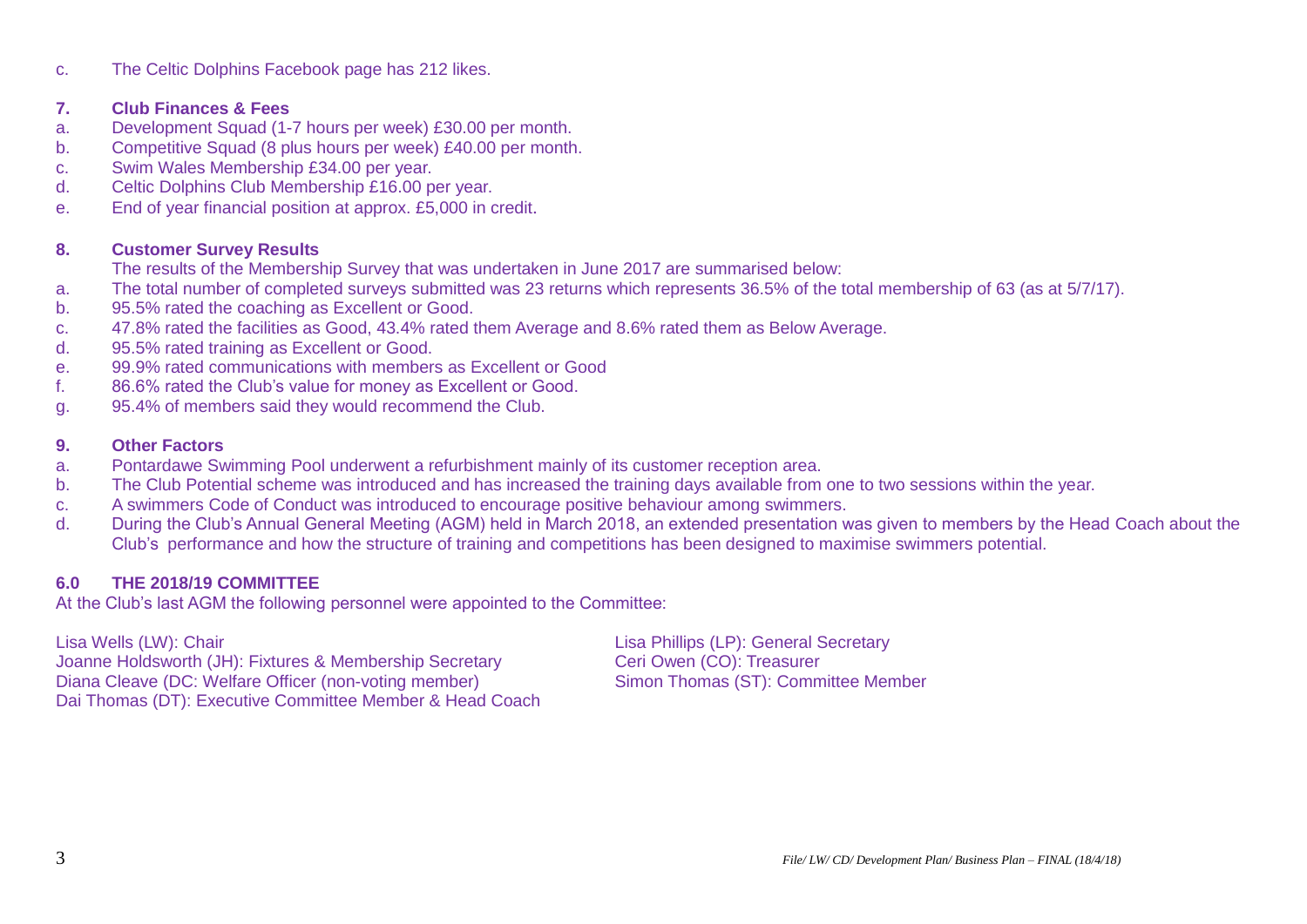c. The Celtic Dolphins Facebook page has 212 likes.

### 7. Club Finances & Fees

a. Development Squad (1-7 hours per week) £30.00 per month.
b. Competitive Squad (8 plus hours per week) £40.00 per month.
c. Swim Wales Membership £34.00 per year.
d. Celtic Dolphins Club Membership £16.00 per year.
e. End of year financial position at approx. £5,000 in credit.

### 8. Customer Survey Results

The results of the Membership Survey that was undertaken in June 2017 are summarised below:

a. The total number of completed surveys submitted was 23 returns which represents 36.5% of the total membership of 63 (as at 5/7/17).
b. 95.5% rated the coaching as Excellent or Good.
c. 47.8% rated the facilities as Good, 43.4% rated them Average and 8.6% rated them as Below Average.
d. 95.5% rated training as Excellent or Good.
e. 99.9% rated communications with members as Excellent or Good
f. 86.6% rated the Club's value for money as Excellent or Good.
g. 95.4% of members said they would recommend the Club.

### 9. Other Factors

a. Pontardawe Swimming Pool underwent a refurbishment mainly of its customer reception area.
b. The Club Potential scheme was introduced and has increased the training days available from one to two sessions within the year.
c. A swimmers Code of Conduct was introduced to encourage positive behaviour among swimmers.
d. During the Club's Annual General Meeting (AGM) held in March 2018, an extended presentation was given to members by the Head Coach about the Club's performance and how the structure of training and competitions has been designed to maximise swimmers potential.

## 6.0 THE 2018/19 COMMITTEE

At the Club's last AGM the following personnel were appointed to the Committee:

Lisa Wells (LW): Chair
Joanne Holdsworth (JH): Fixtures & Membership Secretary
Diana Cleave (DC: Welfare Officer (non-voting member)
Dai Thomas (DT): Executive Committee Member & Head Coach
Lisa Phillips (LP): General Secretary
Ceri Owen (CO): Treasurer
Simon Thomas (ST): Committee Member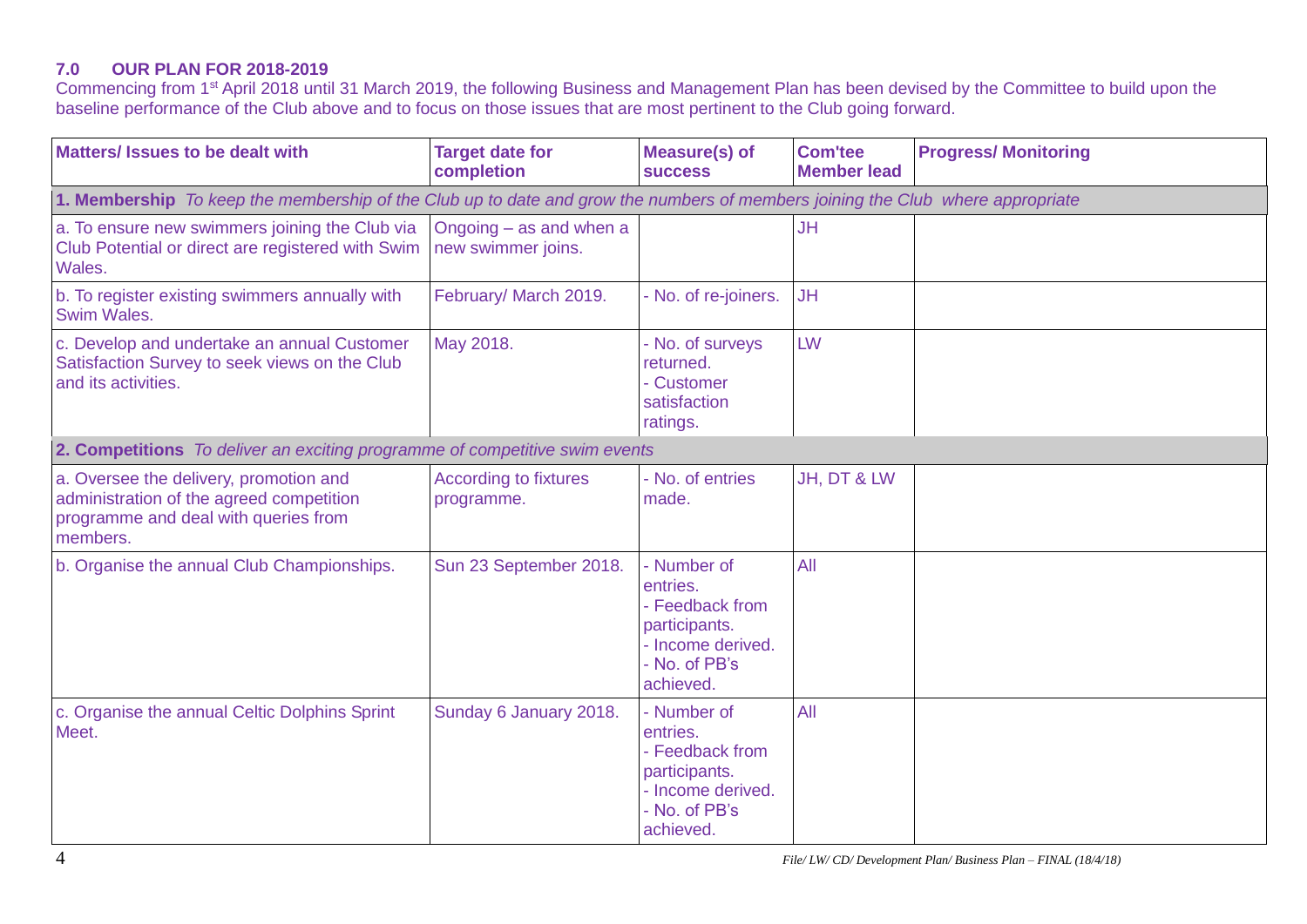## 7.0 OUR PLAN FOR 2018-2019

Commencing from 1st April 2018 until 31 March 2019, the following Business and Management Plan has been devised by the Committee to build upon the baseline performance of the Club above and to focus on those issues that are most pertinent to the Club going forward.

| Matters/ Issues to be dealt with | Target date for completion | Measure(s) of success | Com'tee Member lead | Progress/ Monitoring |
|---|---|---|---|---|
| **1. Membership** *To keep the membership of the Club up to date and grow the numbers of members joining the Club where appropriate* | | | | |
| a. To ensure new swimmers joining the Club via Club Potential or direct are registered with Swim Wales. | Ongoing – as and when a new swimmer joins. | | JH | |
| b. To register existing swimmers annually with Swim Wales. | February/ March 2019. | - No. of re-joiners. | JH | |
| c. Develop and undertake an annual Customer Satisfaction Survey to seek views on the Club and its activities. | May 2018. | - No. of surveys returned.<br>- Customer satisfaction ratings. | LW | |
| **2. Competitions** *To deliver an exciting programme of competitive swim events* | | | | |
| a. Oversee the delivery, promotion and administration of the agreed competition programme and deal with queries from members. | According to fixtures programme. | - No. of entries made. | JH, DT & LW | |
| b. Organise the annual Club Championships. | Sun 23 September 2018. | - Number of entries.<br>- Feedback from participants.<br>- Income derived.<br>- No. of PB's achieved. | All | |
| c. Organise the annual Celtic Dolphins Sprint Meet. | Sunday 6 January 2018. | - Number of entries.<br>- Feedback from participants.<br>- Income derived.<br>- No. of PB's achieved. | All | |

File/ LW/ CD/ Development Plan/ Business Plan – FINAL (18/4/18)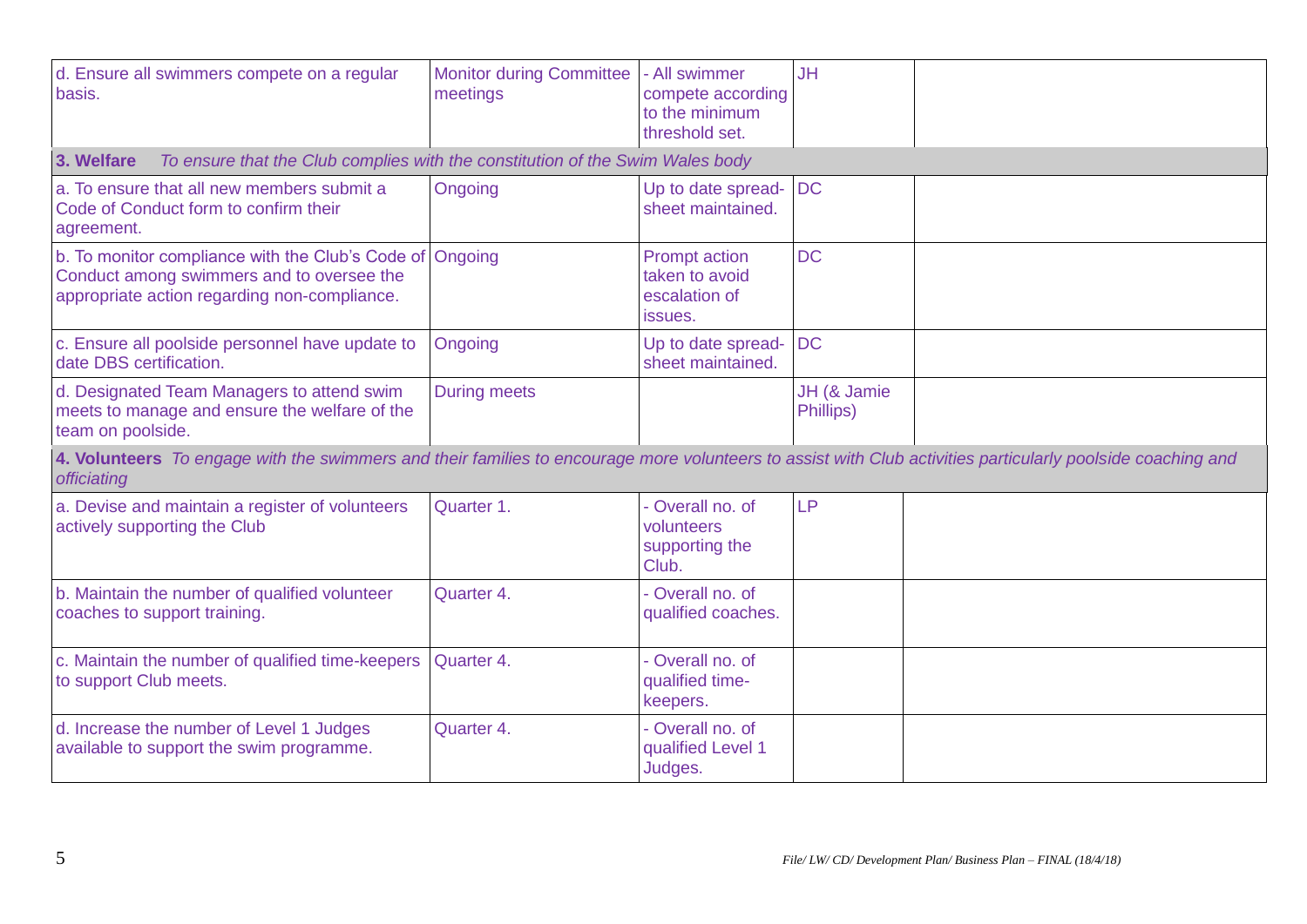| | | | | |
|---|---|---|---|---|
| d. Ensure all swimmers compete on a regular basis. | Monitor during Committee meetings | - All swimmer compete according to the minimum threshold set. | JH | |
| **3. Welfare** *To ensure that the Club complies with the constitution of the Swim Wales body* | | | | |
| a. To ensure that all new members submit a Code of Conduct form to confirm their agreement. | Ongoing | Up to date spread-sheet maintained. | DC | |
| b. To monitor compliance with the Club's Code of Conduct among swimmers and to oversee the appropriate action regarding non-compliance. | Ongoing | Prompt action taken to avoid escalation of issues. | DC | |
| c. Ensure all poolside personnel have update to date DBS certification. | Ongoing | Up to date spread-sheet maintained. | DC | |
| d. Designated Team Managers to attend swim meets to manage and ensure the welfare of the team on poolside. | During meets | | JH (& Jamie Phillips) | |
| **4. Volunteers** *To engage with the swimmers and their families to encourage more volunteers to assist with Club activities particularly poolside coaching and officiating* | | | | |
| a. Devise and maintain a register of volunteers actively supporting the Club | Quarter 1. | - Overall no. of volunteers supporting the Club. | LP | |
| b. Maintain the number of qualified volunteer coaches to support training. | Quarter 4. | - Overall no. of qualified coaches. | | |
| c. Maintain the number of qualified time-keepers to support Club meets. | Quarter 4. | - Overall no. of qualified time-keepers. | | |
| d. Increase the number of Level 1 Judges available to support the swim programme. | Quarter 4. | - Overall no. of qualified Level 1 Judges. | | |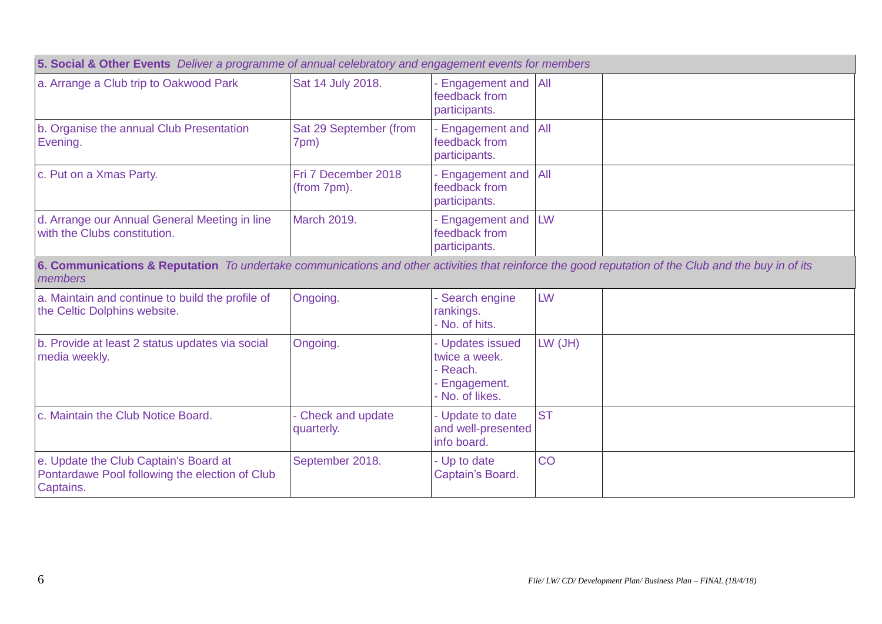| **5. Social & Other Events** *Deliver a programme of annual celebratory and engagement events for members* | | | | |
|---|---|---|---|---|
| a. Arrange a Club trip to Oakwood Park | Sat 14 July 2018. | - Engagement and feedback from participants. | All | |
| b. Organise the annual Club Presentation Evening. | Sat 29 September (from 7pm) | - Engagement and feedback from participants. | All | |
| c. Put on a Xmas Party. | Fri 7 December 2018 (from 7pm). | - Engagement and feedback from participants. | All | |
| d. Arrange our Annual General Meeting in line with the Clubs constitution. | March 2019. | - Engagement and feedback from participants. | LW | |
| **6. Communications & Reputation** *To undertake communications and other activities that reinforce the good reputation of the Club and the buy in of its members* | | | | |
| a. Maintain and continue to build the profile of the Celtic Dolphins website. | Ongoing. | - Search engine rankings.<br>- No. of hits. | LW | |
| b. Provide at least 2 status updates via social media weekly. | Ongoing. | - Updates issued twice a week.<br>- Reach.<br>- Engagement.<br>- No. of likes. | LW (JH) | |
| c. Maintain the Club Notice Board. | - Check and update quarterly. | - Update to date and well-presented info board. | ST | |
| e. Update the Club Captain's Board at Pontardawe Pool following the election of Club Captains. | September 2018. | - Up to date Captain's Board. | CO | |

*File/ LW/ CD/ Development Plan/ Business Plan – FINAL (18/4/18)*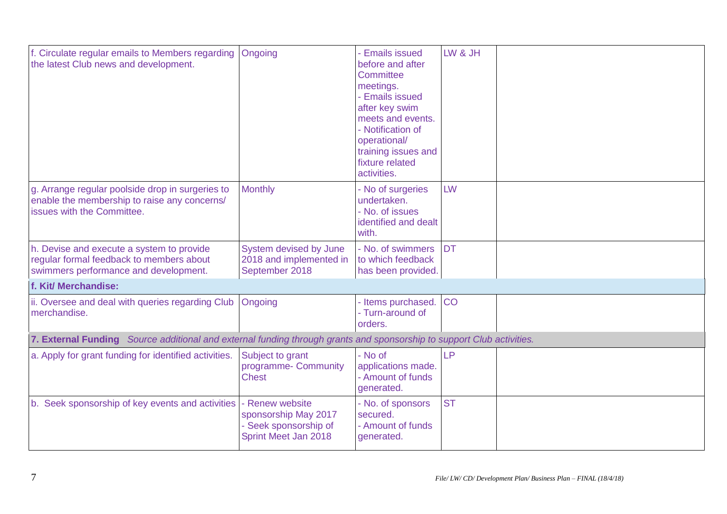| | | | | |
|---|---|---|---|---|
| f. Circulate regular emails to Members regarding the latest Club news and development. | Ongoing | - Emails issued before and after Committee meetings.<br>- Emails issued after key swim meets and events.<br>- Notification of operational/ training issues and fixture related activities. | LW & JH | |
| g. Arrange regular poolside drop in surgeries to enable the membership to raise any concerns/ issues with the Committee. | Monthly | - No of surgeries undertaken.<br>- No. of issues identified and dealt with. | LW | |
| h. Devise and execute a system to provide regular formal feedback to members about swimmers performance and development. | System devised by June 2018 and implemented in September 2018 | - No. of swimmers to which feedback has been provided. | DT | |
| **f. Kit/ Merchandise:** | | | | |
| ii. Oversee and deal with queries regarding Club merchandise. | Ongoing | - Items purchased.<br>- Turn-around of orders. | CO | |
| **7. External Funding** *Source additional and external funding through grants and sponsorship to support Club activities.* | | | | |
| a. Apply for grant funding for identified activities. | Subject to grant programme- Community Chest | - No of applications made.<br>- Amount of funds generated. | LP | |
| b. Seek sponsorship of key events and activities | - Renew website sponsorship May 2017<br>- Seek sponsorship of Sprint Meet Jan 2018 | - No. of sponsors secured.<br>- Amount of funds generated. | ST | |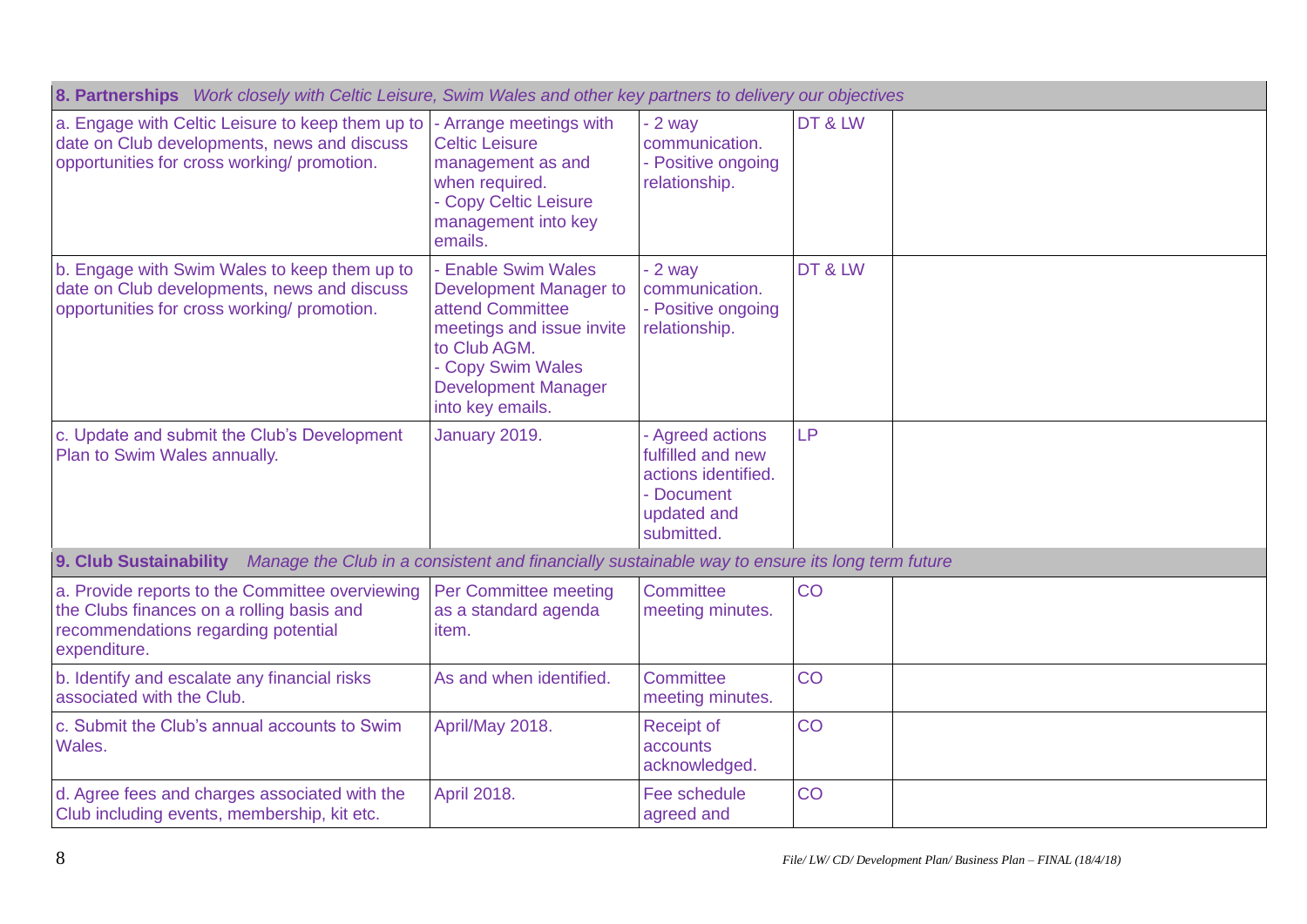| **8. Partnerships** *Work closely with Celtic Leisure, Swim Wales and other key partners to delivery our objectives* | | | | |
|---|---|---|---|---|
| a. Engage with Celtic Leisure to keep them up to date on Club developments, news and discuss opportunities for cross working/ promotion. | - Arrange meetings with Celtic Leisure management as and when required.<br>- Copy Celtic Leisure management into key emails. | - 2 way communication.<br>- Positive ongoing relationship. | DT & LW | |
| b. Engage with Swim Wales to keep them up to date on Club developments, news and discuss opportunities for cross working/ promotion. | - Enable Swim Wales Development Manager to attend Committee meetings and issue invite to Club AGM.<br>- Copy Swim Wales Development Manager into key emails. | - 2 way communication.<br>- Positive ongoing relationship. | DT & LW | |
| c. Update and submit the Club's Development Plan to Swim Wales annually. | January 2019. | - Agreed actions fulfilled and new actions identified.<br>- Document updated and submitted. | LP | |
| **9. Club Sustainability** *Manage the Club in a consistent and financially sustainable way to ensure its long term future* | | | | |
| a. Provide reports to the Committee overviewing the Clubs finances on a rolling basis and recommendations regarding potential expenditure. | Per Committee meeting as a standard agenda item. | Committee meeting minutes. | CO | |
| b. Identify and escalate any financial risks associated with the Club. | As and when identified. | Committee meeting minutes. | CO | |
| c. Submit the Club's annual accounts to Swim Wales. | April/May 2018. | Receipt of accounts acknowledged. | CO | |
| d. Agree fees and charges associated with the Club including events, membership, kit etc. | April 2018. | Fee schedule agreed and | CO | |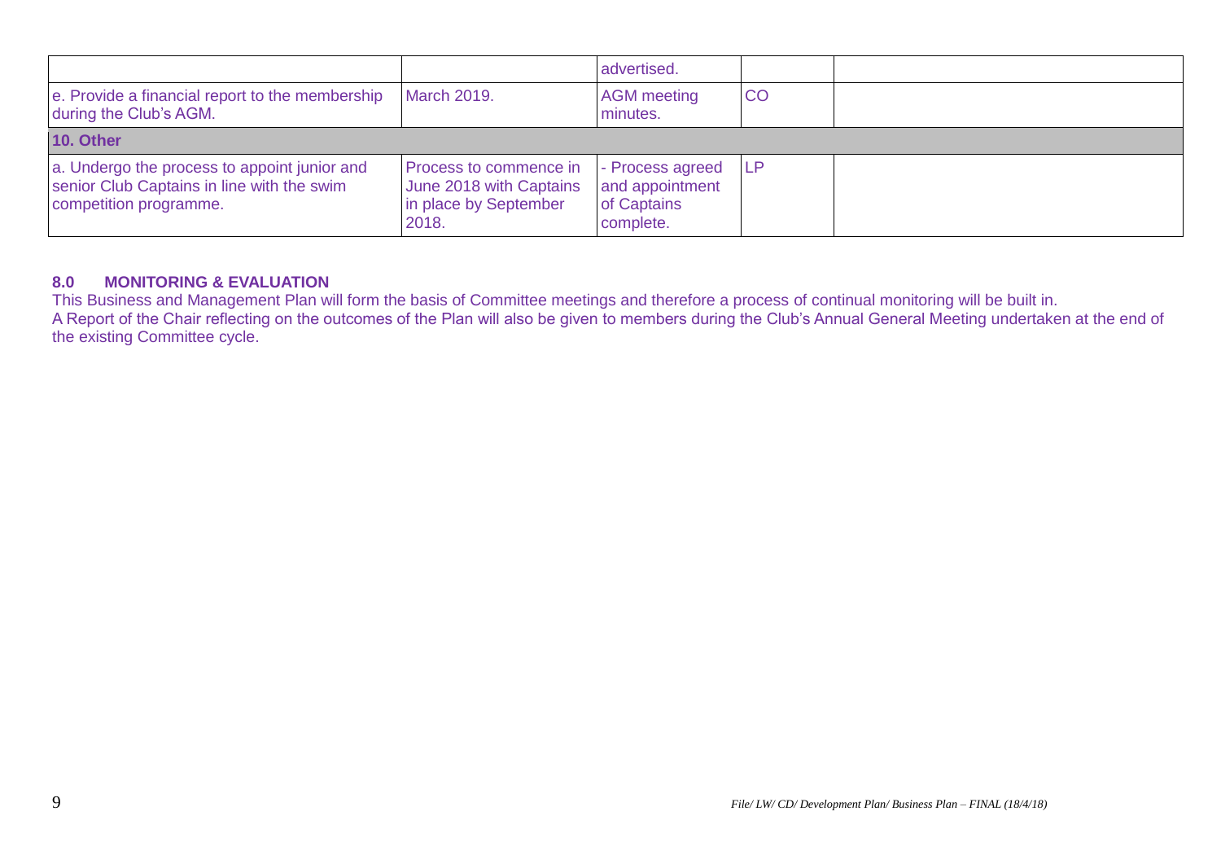| | | | | |
|---|---|---|---|---|
| | | advertised. | | |
| e. Provide a financial report to the membership during the Club's AGM. | March 2019. | AGM meeting minutes. | CO | |
| **10. Other** | | | | |
| a. Undergo the process to appoint junior and senior Club Captains in line with the swim competition programme. | Process to commence in June 2018 with Captains in place by September 2018. | - Process agreed and appointment of Captains complete. | LP | |

**8.0 MONITORING & EVALUATION**

This Business and Management Plan will form the basis of Committee meetings and therefore a process of continual monitoring will be built in.
A Report of the Chair reflecting on the outcomes of the Plan will also be given to members during the Club's Annual General Meeting undertaken at the end of the existing Committee cycle.